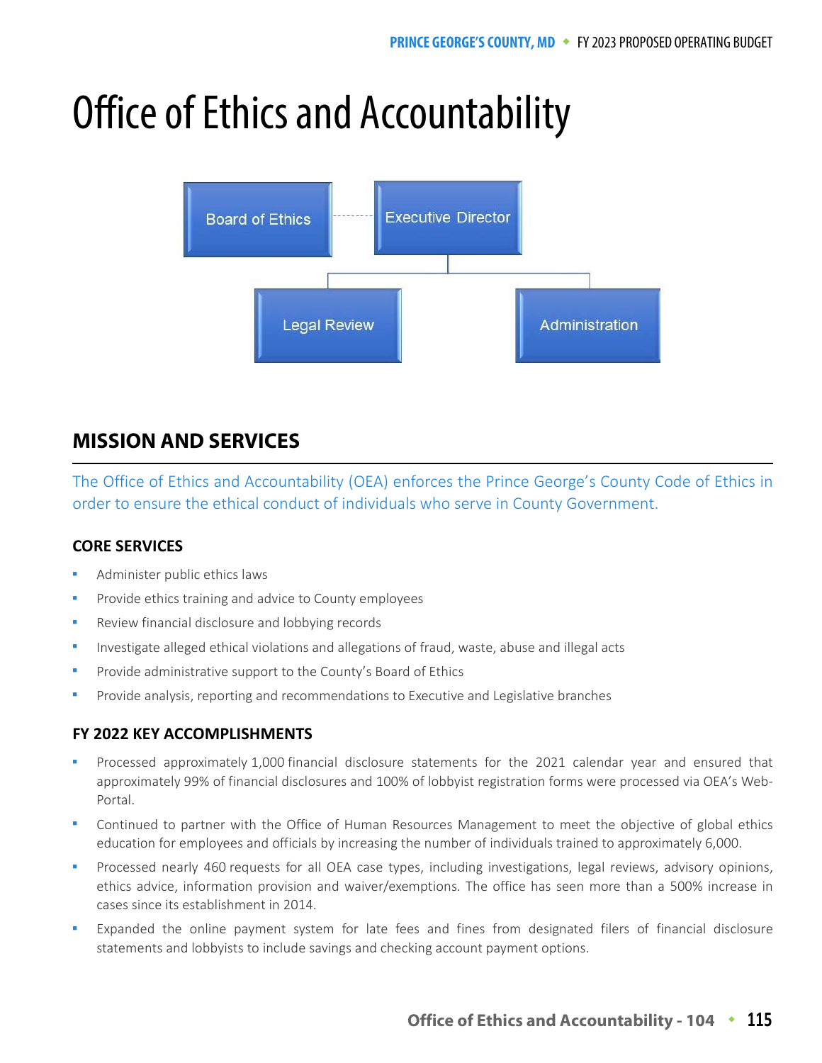# Office of Ethics and Accountability

Board of Ethics — Executive Director

- Legal Review
- Administration

## MISSION AND SERVICES

The Office of Ethics and Accountability (OEA) enforces the Prince George's County Code of Ethics in order to ensure the ethical conduct of individuals who serve in County Government.

### CORE SERVICES

- Administer public ethics laws
- Provide ethics training and advice to County employees
- Review financial disclosure and lobbying records
- Investigate alleged ethical violations and allegations of fraud, waste, abuse and illegal acts
- Provide administrative support to the County's Board of Ethics
- Provide analysis, reporting and recommendations to Executive and Legislative branches

### FY 2022 KEY ACCOMPLISHMENTS

- Processed approximately 1,000 financial disclosure statements for the 2021 calendar year and ensured that approximately 99% of financial disclosures and 100% of lobbyist registration forms were processed via OEA's Web-Portal.
- Continued to partner with the Office of Human Resources Management to meet the objective of global ethics education for employees and officials by increasing the number of individuals trained to approximately 6,000.
- Processed nearly 460 requests for all OEA case types, including investigations, legal reviews, advisory opinions, ethics advice, information provision and waiver/exemptions. The office has seen more than a 500% increase in cases since its establishment in 2014.
- Expanded the online payment system for late fees and fines from designated filers of financial disclosure statements and lobbyists to include savings and checking account payment options.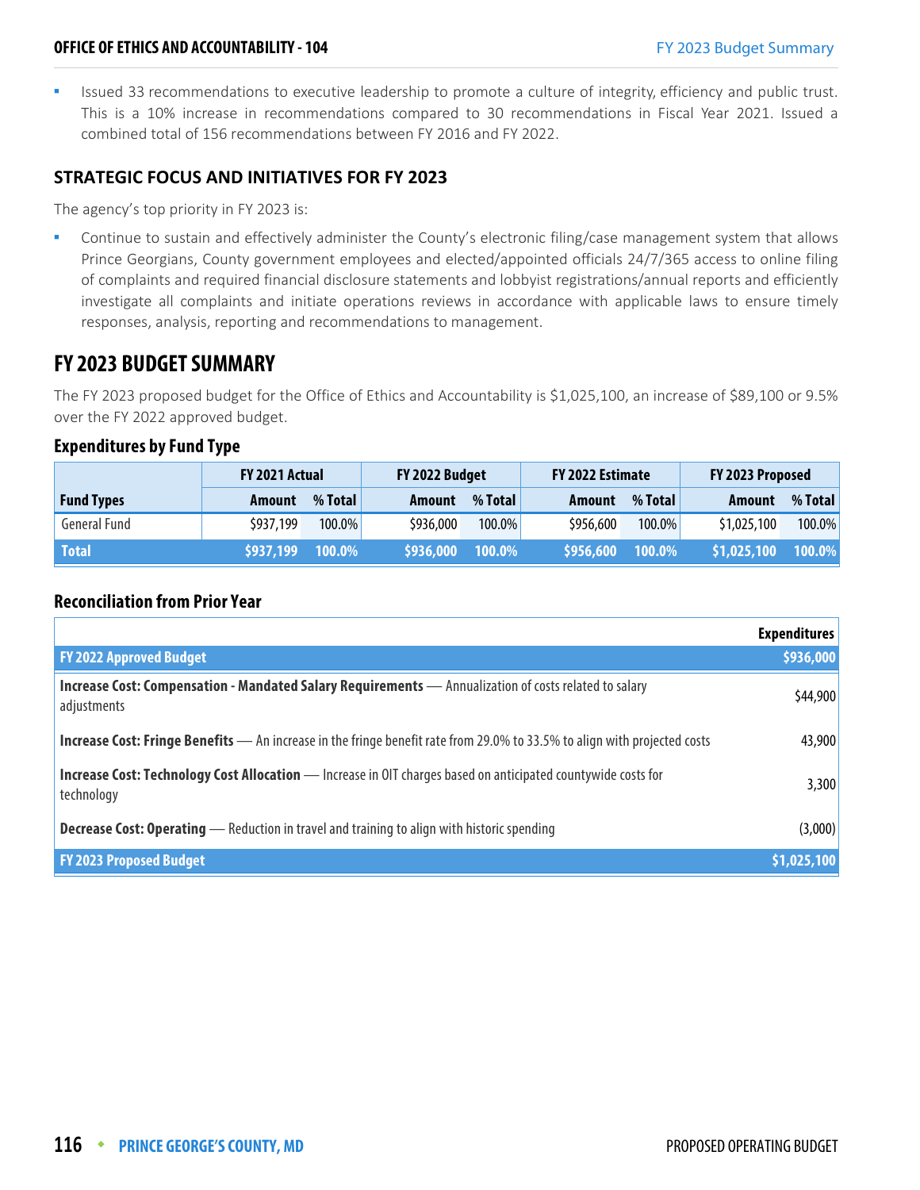- Issued 33 recommendations to executive leadership to promote a culture of integrity, efficiency and public trust. This is a 10% increase in recommendations compared to 30 recommendations in Fiscal Year 2021. Issued a combined total of 156 recommendations between FY 2016 and FY 2022.

## STRATEGIC FOCUS AND INITIATIVES FOR FY 2023

The agency's top priority in FY 2023 is:

- Continue to sustain and effectively administer the County's electronic filing/case management system that allows Prince Georgians, County government employees and elected/appointed officials 24/7/365 access to online filing of complaints and required financial disclosure statements and lobbyist registrations/annual reports and efficiently investigate all complaints and initiate operations reviews in accordance with applicable laws to ensure timely responses, analysis, reporting and recommendations to management.

# FY 2023 BUDGET SUMMARY

The FY 2023 proposed budget for the Office of Ethics and Accountability is $1,025,100, an increase of $89,100 or 9.5% over the FY 2022 approved budget.

### Expenditures by Fund Type

| | FY 2021 Actual | | FY 2022 Budget | | FY 2022 Estimate | | FY 2023 Proposed | |
|---|---|---|---|---|---|---|---|---|
| **Fund Types** | **Amount** | **% Total** | **Amount** | **% Total** | **Amount** | **% Total** | **Amount** | **% Total** |
| General Fund | $937,199 | 100.0% | $936,000 | 100.0% | $956,600 | 100.0% | $1,025,100 | 100.0% |
| **Total** | **$937,199** | **100.0%** | **$936,000** | **100.0%** | **$956,600** | **100.0%** | **$1,025,100** | **100.0%** |

### Reconciliation from Prior Year

| | Expenditures |
|---|---|
| **FY 2022 Approved Budget** | **$936,000** |
| **Increase Cost: Compensation - Mandated Salary Requirements** — Annualization of costs related to salary adjustments | $44,900 |
| **Increase Cost: Fringe Benefits** — An increase in the fringe benefit rate from 29.0% to 33.5% to align with projected costs | 43,900 |
| **Increase Cost: Technology Cost Allocation** — Increase in OIT charges based on anticipated countywide costs for technology | 3,300 |
| **Decrease Cost: Operating** — Reduction in travel and training to align with historic spending | (3,000) |
| **FY 2023 Proposed Budget** | **$1,025,100** |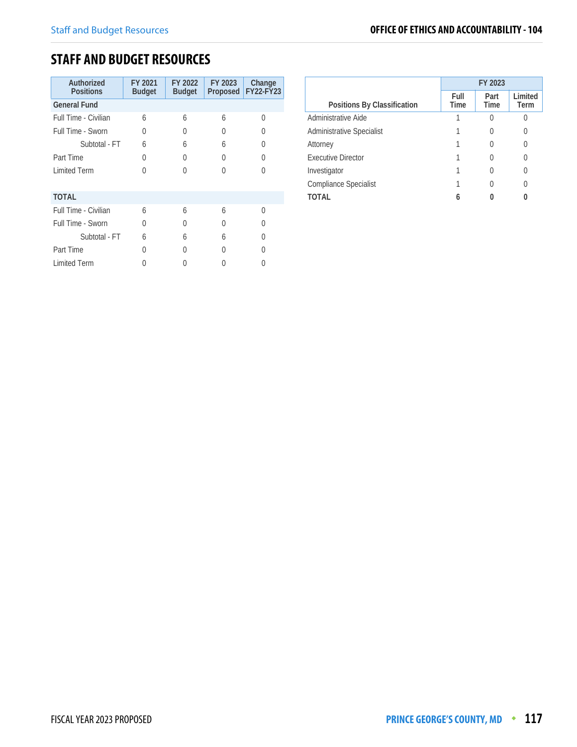## STAFF AND BUDGET RESOURCES

| Authorized Positions | FY 2021 Budget | FY 2022 Budget | FY 2023 Proposed | Change FY22-FY23 |
|---|---|---|---|---|
| **General Fund** | | | | |
| Full Time - Civilian | 6 | 6 | 6 | 0 |
| Full Time - Sworn | 0 | 0 | 0 | 0 |
| Subtotal - FT | 6 | 6 | 6 | 0 |
| Part Time | 0 | 0 | 0 | 0 |
| Limited Term | 0 | 0 | 0 | 0 |
| **TOTAL** | | | | |
| Full Time - Civilian | 6 | 6 | 6 | 0 |
| Full Time - Sworn | 0 | 0 | 0 | 0 |
| Subtotal - FT | 6 | 6 | 6 | 0 |
| Part Time | 0 | 0 | 0 | 0 |
| Limited Term | 0 | 0 | 0 | 0 |

| Positions By Classification | FY 2023 | | |
|---|---|---|---|
| | Full Time | Part Time | Limited Term |
| Administrative Aide | 1 | 0 | 0 |
| Administrative Specialist | 1 | 0 | 0 |
| Attorney | 1 | 0 | 0 |
| Executive Director | 1 | 0 | 0 |
| Investigator | 1 | 0 | 0 |
| Compliance Specialist | 1 | 0 | 0 |
| **TOTAL** | **6** | **0** | **0** |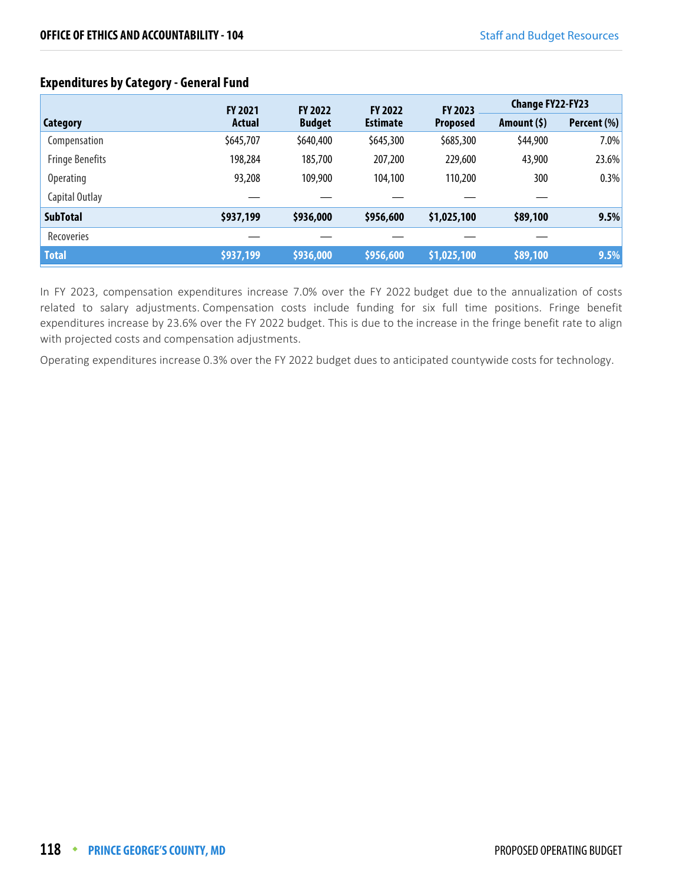## Expenditures by Category - General Fund

| Category | FY 2021 Actual | FY 2022 Budget | FY 2022 Estimate | FY 2023 Proposed | Change FY22-FY23 | |
|---|---|---|---|---|---|---|
| | | | | | Amount ($) | Percent (%) |
| Compensation | $645,707 | $640,400 | $645,300 | $685,300 | $44,900 | 7.0% |
| Fringe Benefits | 198,284 | 185,700 | 207,200 | 229,600 | 43,900 | 23.6% |
| Operating | 93,208 | 109,900 | 104,100 | 110,200 | 300 | 0.3% |
| Capital Outlay | — | — | — | — | — | |
| **SubTotal** | **$937,199** | **$936,000** | **$956,600** | **$1,025,100** | **$89,100** | **9.5%** |
| Recoveries | — | — | — | — | — | |
| **Total** | **$937,199** | **$936,000** | **$956,600** | **$1,025,100** | **$89,100** | **9.5%** |

In FY 2023, compensation expenditures increase 7.0% over the FY 2022 budget due to the annualization of costs related to salary adjustments. Compensation costs include funding for six full time positions. Fringe benefit expenditures increase by 23.6% over the FY 2022 budget. This is due to the increase in the fringe benefit rate to align with projected costs and compensation adjustments.

Operating expenditures increase 0.3% over the FY 2022 budget dues to anticipated countywide costs for technology.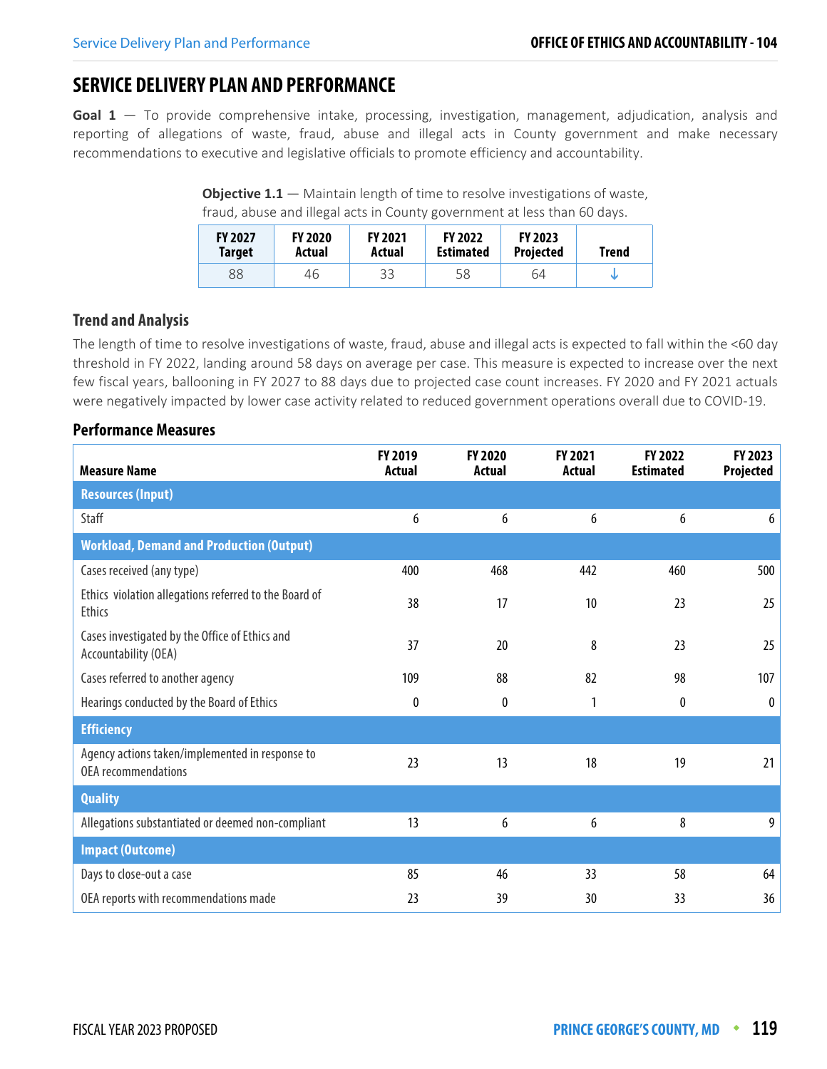## SERVICE DELIVERY PLAN AND PERFORMANCE

**Goal 1** — To provide comprehensive intake, processing, investigation, management, adjudication, analysis and reporting of allegations of waste, fraud, abuse and illegal acts in County government and make necessary recommendations to executive and legislative officials to promote efficiency and accountability.

**Objective 1.1** — Maintain length of time to resolve investigations of waste, fraud, abuse and illegal acts in County government at less than 60 days.

| FY 2027 Target | FY 2020 Actual | FY 2021 Actual | FY 2022 Estimated | FY 2023 Projected | Trend |
|---|---|---|---|---|---|
| 88 | 46 | 33 | 58 | 64 | ↓ |

### Trend and Analysis

The length of time to resolve investigations of waste, fraud, abuse and illegal acts is expected to fall within the <60 day threshold in FY 2022, landing around 58 days on average per case. This measure is expected to increase over the next few fiscal years, ballooning in FY 2027 to 88 days due to projected case count increases. FY 2020 and FY 2021 actuals were negatively impacted by lower case activity related to reduced government operations overall due to COVID-19.

### Performance Measures

| Measure Name | FY 2019 Actual | FY 2020 Actual | FY 2021 Actual | FY 2022 Estimated | FY 2023 Projected |
|---|---|---|---|---|---|
| **Resources (Input)** | | | | | |
| Staff | 6 | 6 | 6 | 6 | 6 |
| **Workload, Demand and Production (Output)** | | | | | |
| Cases received (any type) | 400 | 468 | 442 | 460 | 500 |
| Ethics violation allegations referred to the Board of Ethics | 38 | 17 | 10 | 23 | 25 |
| Cases investigated by the Office of Ethics and Accountability (OEA) | 37 | 20 | 8 | 23 | 25 |
| Cases referred to another agency | 109 | 88 | 82 | 98 | 107 |
| Hearings conducted by the Board of Ethics | 0 | 0 | 1 | 0 | 0 |
| **Efficiency** | | | | | |
| Agency actions taken/implemented in response to OEA recommendations | 23 | 13 | 18 | 19 | 21 |
| **Quality** | | | | | |
| Allegations substantiated or deemed non-compliant | 13 | 6 | 6 | 8 | 9 |
| **Impact (Outcome)** | | | | | |
| Days to close-out a case | 85 | 46 | 33 | 58 | 64 |
| OEA reports with recommendations made | 23 | 39 | 30 | 33 | 36 |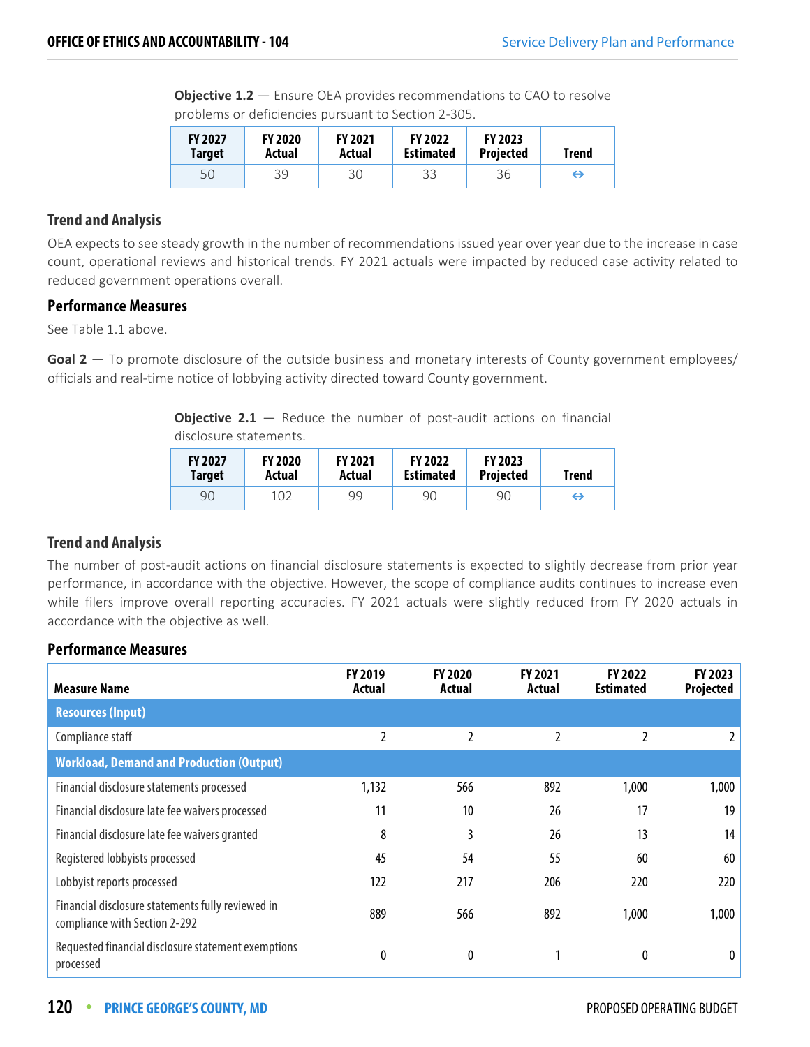**Objective 1.2** — Ensure OEA provides recommendations to CAO to resolve problems or deficiencies pursuant to Section 2-305.

| FY 2027 Target | FY 2020 Actual | FY 2021 Actual | FY 2022 Estimated | FY 2023 Projected | Trend |
|---|---|---|---|---|---|
| 50 | 39 | 30 | 33 | 36 | ⇔ |

### Trend and Analysis

OEA expects to see steady growth in the number of recommendations issued year over year due to the increase in case count, operational reviews and historical trends. FY 2021 actuals were impacted by reduced case activity related to reduced government operations overall.

### Performance Measures

See Table 1.1 above.

**Goal 2** — To promote disclosure of the outside business and monetary interests of County government employees/ officials and real-time notice of lobbying activity directed toward County government.

**Objective 2.1** — Reduce the number of post-audit actions on financial disclosure statements.

| FY 2027 Target | FY 2020 Actual | FY 2021 Actual | FY 2022 Estimated | FY 2023 Projected | Trend |
|---|---|---|---|---|---|
| 90 | 102 | 99 | 90 | 90 | ⇔ |

### Trend and Analysis

The number of post-audit actions on financial disclosure statements is expected to slightly decrease from prior year performance, in accordance with the objective. However, the scope of compliance audits continues to increase even while filers improve overall reporting accuracies. FY 2021 actuals were slightly reduced from FY 2020 actuals in accordance with the objective as well.

### Performance Measures

| Measure Name | FY 2019 Actual | FY 2020 Actual | FY 2021 Actual | FY 2022 Estimated | FY 2023 Projected |
|---|---|---|---|---|---|
| **Resources (Input)** | | | | | |
| Compliance staff | 2 | 2 | 2 | 2 | 2 |
| **Workload, Demand and Production (Output)** | | | | | |
| Financial disclosure statements processed | 1,132 | 566 | 892 | 1,000 | 1,000 |
| Financial disclosure late fee waivers processed | 11 | 10 | 26 | 17 | 19 |
| Financial disclosure late fee waivers granted | 8 | 3 | 26 | 13 | 14 |
| Registered lobbyists processed | 45 | 54 | 55 | 60 | 60 |
| Lobbyist reports processed | 122 | 217 | 206 | 220 | 220 |
| Financial disclosure statements fully reviewed in compliance with Section 2-292 | 889 | 566 | 892 | 1,000 | 1,000 |
| Requested financial disclosure statement exemptions processed | 0 | 0 | 1 | 0 | 0 |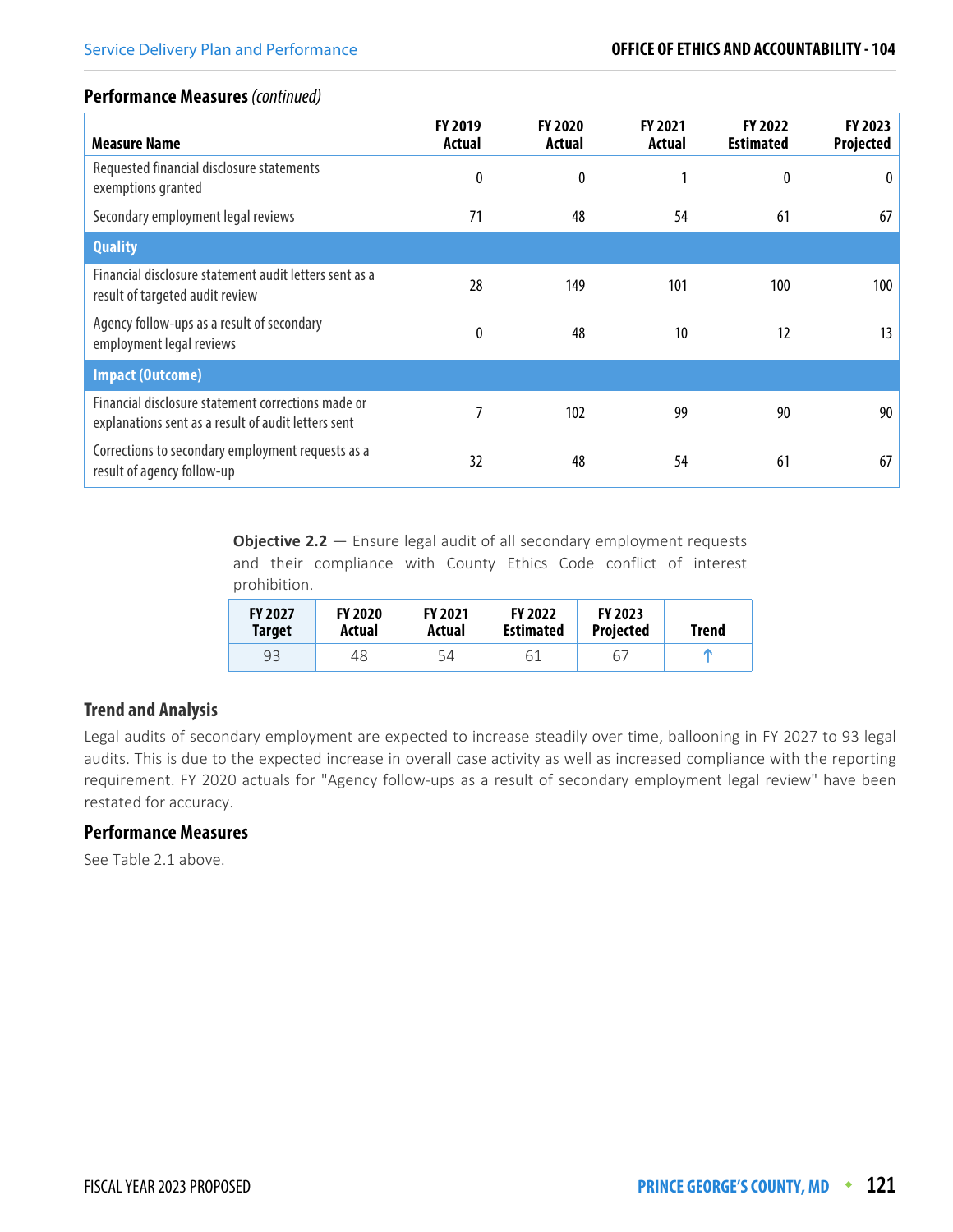### Performance Measures *(continued)*

| Measure Name | FY 2019 Actual | FY 2020 Actual | FY 2021 Actual | FY 2022 Estimated | FY 2023 Projected |
|---|---|---|---|---|---|
| Requested financial disclosure statements exemptions granted | 0 | 0 | 1 | 0 | 0 |
| Secondary employment legal reviews | 71 | 48 | 54 | 61 | 67 |
| **Quality** | | | | | |
| Financial disclosure statement audit letters sent as a result of targeted audit review | 28 | 149 | 101 | 100 | 100 |
| Agency follow-ups as a result of secondary employment legal reviews | 0 | 48 | 10 | 12 | 13 |
| **Impact (Outcome)** | | | | | |
| Financial disclosure statement corrections made or explanations sent as a result of audit letters sent | 7 | 102 | 99 | 90 | 90 |
| Corrections to secondary employment requests as a result of agency follow-up | 32 | 48 | 54 | 61 | 67 |

**Objective 2.2** — Ensure legal audit of all secondary employment requests and their compliance with County Ethics Code conflict of interest prohibition.

| FY 2027 Target | FY 2020 Actual | FY 2021 Actual | FY 2022 Estimated | FY 2023 Projected | Trend |
|---|---|---|---|---|---|
| 93 | 48 | 54 | 61 | 67 | ↑ |

### Trend and Analysis

Legal audits of secondary employment are expected to increase steadily over time, ballooning in FY 2027 to 93 legal audits. This is due to the expected increase in overall case activity as well as increased compliance with the reporting requirement. FY 2020 actuals for "Agency follow-ups as a result of secondary employment legal review" have been restated for accuracy.

### Performance Measures

See Table 2.1 above.